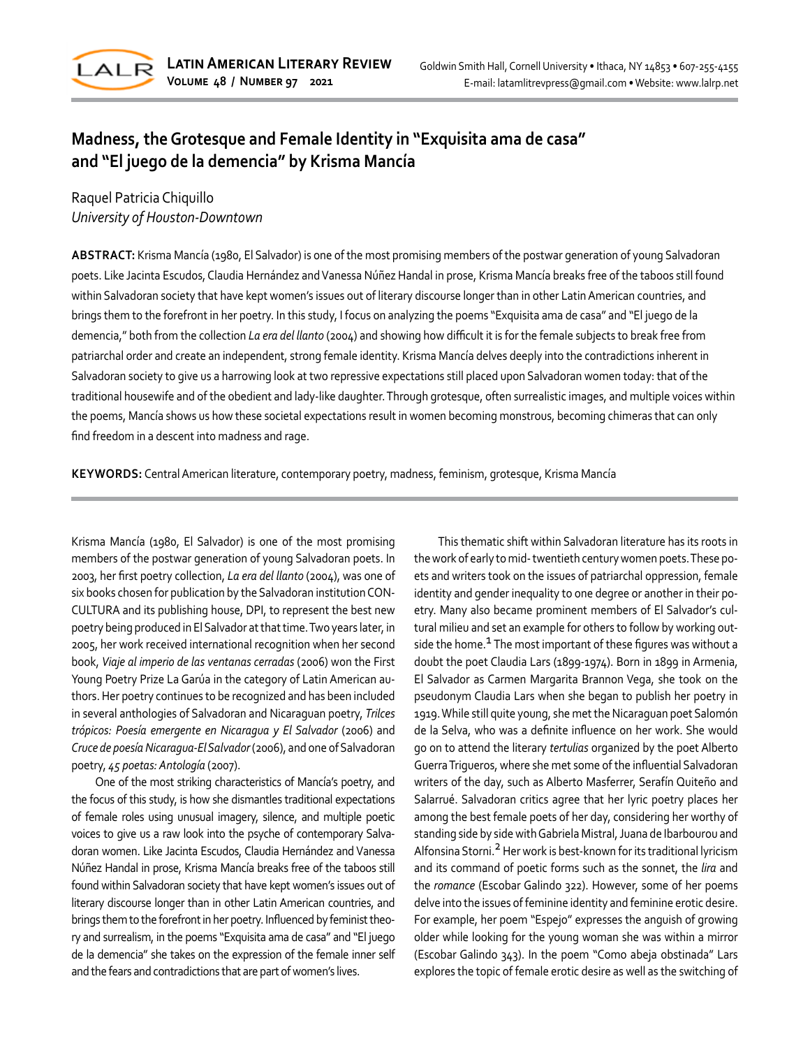# Madness, the Grotesque and Female Identity in "Exquisita ama de casa" and "El juego de la demencia" by Krisma Mancía

Raquel Patricia Chiquillo
*University of Houston-Downtown*

**ABSTRACT:** Krisma Mancía (1980, El Salvador) is one of the most promising members of the postwar generation of young Salvadoran poets. Like Jacinta Escudos, Claudia Hernández and Vanessa Núñez Handal in prose, Krisma Mancía breaks free of the taboos still found within Salvadoran society that have kept women's issues out of literary discourse longer than in other Latin American countries, and brings them to the forefront in her poetry. In this study, I focus on analyzing the poems "Exquisita ama de casa" and "El juego de la demencia," both from the collection *La era del llanto* (2004) and showing how difficult it is for the female subjects to break free from patriarchal order and create an independent, strong female identity. Krisma Mancía delves deeply into the contradictions inherent in Salvadoran society to give us a harrowing look at two repressive expectations still placed upon Salvadoran women today: that of the traditional housewife and of the obedient and lady-like daughter. Through grotesque, often surrealistic images, and multiple voices within the poems, Mancía shows us how these societal expectations result in women becoming monstrous, becoming chimeras that can only find freedom in a descent into madness and rage.

**KEYWORDS:** Central American literature, contemporary poetry, madness, feminism, grotesque, Krisma Mancía

Krisma Mancía (1980, El Salvador) is one of the most promising members of the postwar generation of young Salvadoran poets. In 2003, her first poetry collection, *La era del llanto* (2004), was one of six books chosen for publication by the Salvadoran institution CONCULTURA and its publishing house, DPI, to represent the best new poetry being produced in El Salvador at that time. Two years later, in 2005, her work received international recognition when her second book, *Viaje al imperio de las ventanas cerradas* (2006) won the First Young Poetry Prize La Garúa in the category of Latin American authors. Her poetry continues to be recognized and has been included in several anthologies of Salvadoran and Nicaraguan poetry, *Trilces trópicos: Poesía emergente en Nicaragua y El Salvador* (2006) and *Cruce de poesía Nicaragua-El Salvador* (2006), and one of Salvadoran poetry, *45 poetas: Antología* (2007).

One of the most striking characteristics of Mancía's poetry, and the focus of this study, is how she dismantles traditional expectations of female roles using unusual imagery, silence, and multiple poetic voices to give us a raw look into the psyche of contemporary Salvadoran women. Like Jacinta Escudos, Claudia Hernández and Vanessa Núñez Handal in prose, Krisma Mancía breaks free of the taboos still found within Salvadoran society that have kept women's issues out of literary discourse longer than in other Latin American countries, and brings them to the forefront in her poetry. Influenced by feminist theory and surrealism, in the poems "Exquisita ama de casa" and "El juego de la demencia" she takes on the expression of the female inner self and the fears and contradictions that are part of women's lives.

This thematic shift within Salvadoran literature has its roots in the work of early to mid- twentieth century women poets. These poets and writers took on the issues of patriarchal oppression, female identity and gender inequality to one degree or another in their poetry. Many also became prominent members of El Salvador's cultural milieu and set an example for others to follow by working outside the home.[1] The most important of these figures was without a doubt the poet Claudia Lars (1899-1974). Born in 1899 in Armenia, El Salvador as Carmen Margarita Brannon Vega, she took on the pseudonym Claudia Lars when she began to publish her poetry in 1919. While still quite young, she met the Nicaraguan poet Salomón de la Selva, who was a definite influence on her work. She would go on to attend the literary *tertulias* organized by the poet Alberto Guerra Trigueros, where she met some of the influential Salvadoran writers of the day, such as Alberto Masferrer, Serafín Quiteño and Salarrué. Salvadoran critics agree that her lyric poetry places her among the best female poets of her day, considering her worthy of standing side by side with Gabriela Mistral, Juana de Ibarbourou and Alfonsina Storni.[2] Her work is best-known for its traditional lyricism and its command of poetic forms such as the sonnet, the *lira* and the *romance* (Escobar Galindo 322). However, some of her poems delve into the issues of feminine identity and feminine erotic desire. For example, her poem "Espejo" expresses the anguish of growing older while looking for the young woman she was within a mirror (Escobar Galindo 343). In the poem "Como abeja obstinada" Lars explores the topic of female erotic desire as well as the switching of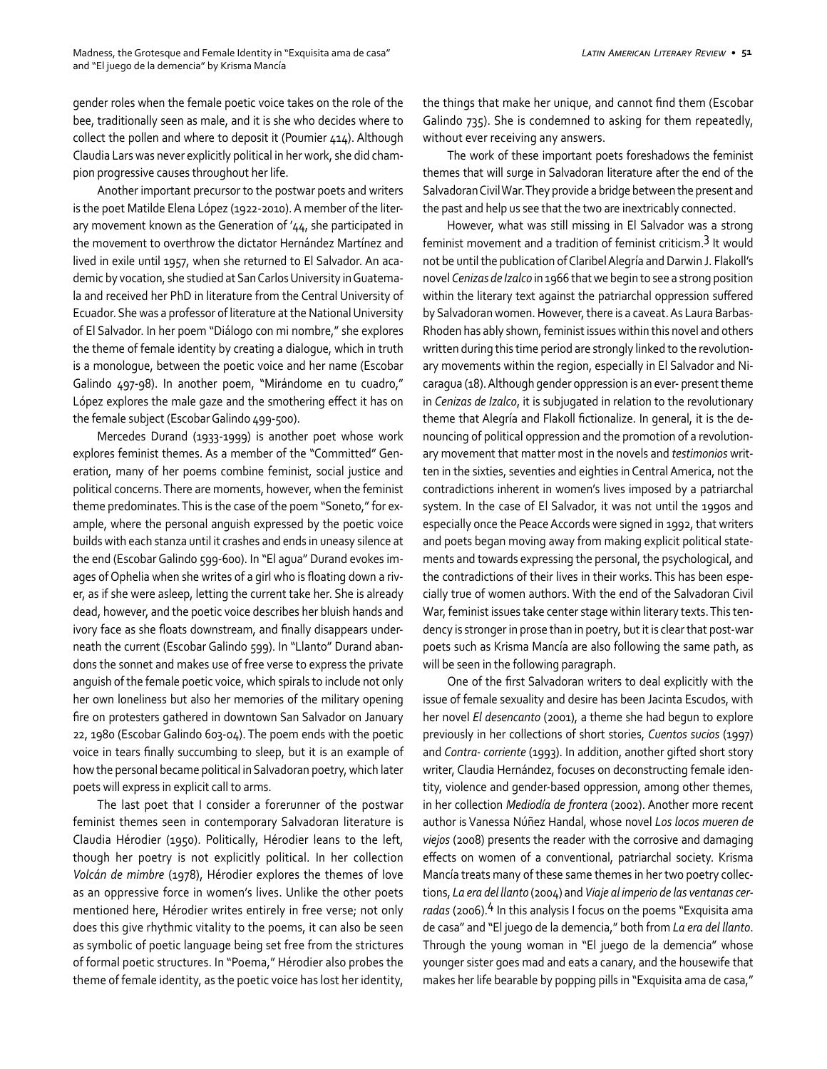gender roles when the female poetic voice takes on the role of the bee, traditionally seen as male, and it is she who decides where to collect the pollen and where to deposit it (Poumier 414). Although Claudia Lars was never explicitly political in her work, she did champion progressive causes throughout her life.

Another important precursor to the postwar poets and writers is the poet Matilde Elena López (1922-2010). A member of the literary movement known as the Generation of '44, she participated in the movement to overthrow the dictator Hernández Martínez and lived in exile until 1957, when she returned to El Salvador. An academic by vocation, she studied at San Carlos University in Guatemala and received her PhD in literature from the Central University of Ecuador. She was a professor of literature at the National University of El Salvador. In her poem "Diálogo con mi nombre," she explores the theme of female identity by creating a dialogue, which in truth is a monologue, between the poetic voice and her name (Escobar Galindo 497-98). In another poem, "Mirándome en tu cuadro," López explores the male gaze and the smothering effect it has on the female subject (Escobar Galindo 499-500).

Mercedes Durand (1933-1999) is another poet whose work explores feminist themes. As a member of the "Committed" Generation, many of her poems combine feminist, social justice and political concerns. There are moments, however, when the feminist theme predominates. This is the case of the poem "Soneto," for example, where the personal anguish expressed by the poetic voice builds with each stanza until it crashes and ends in uneasy silence at the end (Escobar Galindo 599-600). In "El agua" Durand evokes images of Ophelia when she writes of a girl who is floating down a river, as if she were asleep, letting the current take her. She is already dead, however, and the poetic voice describes her bluish hands and ivory face as she floats downstream, and finally disappears underneath the current (Escobar Galindo 599). In "Llanto" Durand abandons the sonnet and makes use of free verse to express the private anguish of the female poetic voice, which spirals to include not only her own loneliness but also her memories of the military opening fire on protesters gathered in downtown San Salvador on January 22, 1980 (Escobar Galindo 603-04). The poem ends with the poetic voice in tears finally succumbing to sleep, but it is an example of how the personal became political in Salvadoran poetry, which later poets will express in explicit call to arms.

The last poet that I consider a forerunner of the postwar feminist themes seen in contemporary Salvadoran literature is Claudia Hérodier (1950). Politically, Hérodier leans to the left, though her poetry is not explicitly political. In her collection *Volcán de mimbre* (1978), Hérodier explores the themes of love as an oppressive force in women's lives. Unlike the other poets mentioned here, Hérodier writes entirely in free verse; not only does this give rhythmic vitality to the poems, it can also be seen as symbolic of poetic language being set free from the strictures of formal poetic structures. In "Poema," Hérodier also probes the theme of female identity, as the poetic voice has lost her identity, the things that make her unique, and cannot find them (Escobar Galindo 735). She is condemned to asking for them repeatedly, without ever receiving any answers.

The work of these important poets foreshadows the feminist themes that will surge in Salvadoran literature after the end of the Salvadoran Civil War. They provide a bridge between the present and the past and help us see that the two are inextricably connected.

However, what was still missing in El Salvador was a strong feminist movement and a tradition of feminist criticism.[3] It would not be until the publication of Claribel Alegría and Darwin J. Flakoll's novel *Cenizas de Izalco* in 1966 that we begin to see a strong position within the literary text against the patriarchal oppression suffered by Salvadoran women. However, there is a caveat. As Laura Barbas-Rhoden has ably shown, feminist issues within this novel and others written during this time period are strongly linked to the revolutionary movements within the region, especially in El Salvador and Nicaragua (18). Although gender oppression is an ever- present theme in *Cenizas de Izalco*, it is subjugated in relation to the revolutionary theme that Alegría and Flakoll fictionalize. In general, it is the denouncing of political oppression and the promotion of a revolutionary movement that matter most in the novels and *testimonios* written in the sixties, seventies and eighties in Central America, not the contradictions inherent in women's lives imposed by a patriarchal system. In the case of El Salvador, it was not until the 1990s and especially once the Peace Accords were signed in 1992, that writers and poets began moving away from making explicit political statements and towards expressing the personal, the psychological, and the contradictions of their lives in their works. This has been especially true of women authors. With the end of the Salvadoran Civil War, feminist issues take center stage within literary texts. This tendency is stronger in prose than in poetry, but it is clear that post-war poets such as Krisma Mancía are also following the same path, as will be seen in the following paragraph.

One of the first Salvadoran writers to deal explicitly with the issue of female sexuality and desire has been Jacinta Escudos, with her novel *El desencanto* (2001), a theme she had begun to explore previously in her collections of short stories, *Cuentos sucios* (1997) and *Contra- corriente* (1993). In addition, another gifted short story writer, Claudia Hernández, focuses on deconstructing female identity, violence and gender-based oppression, among other themes, in her collection *Mediodía de frontera* (2002). Another more recent author is Vanessa Núñez Handal, whose novel *Los locos mueren de viejos* (2008) presents the reader with the corrosive and damaging effects on women of a conventional, patriarchal society. Krisma Mancía treats many of these same themes in her two poetry collections, *La era del llanto* (2004) and *Viaje al imperio de las ventanas cerradas* (2006).[4] In this analysis I focus on the poems "Exquisita ama de casa" and "El juego de la demencia," both from *La era del llanto*. Through the young woman in "El juego de la demencia" whose younger sister goes mad and eats a canary, and the housewife that makes her life bearable by popping pills in "Exquisita ama de casa,"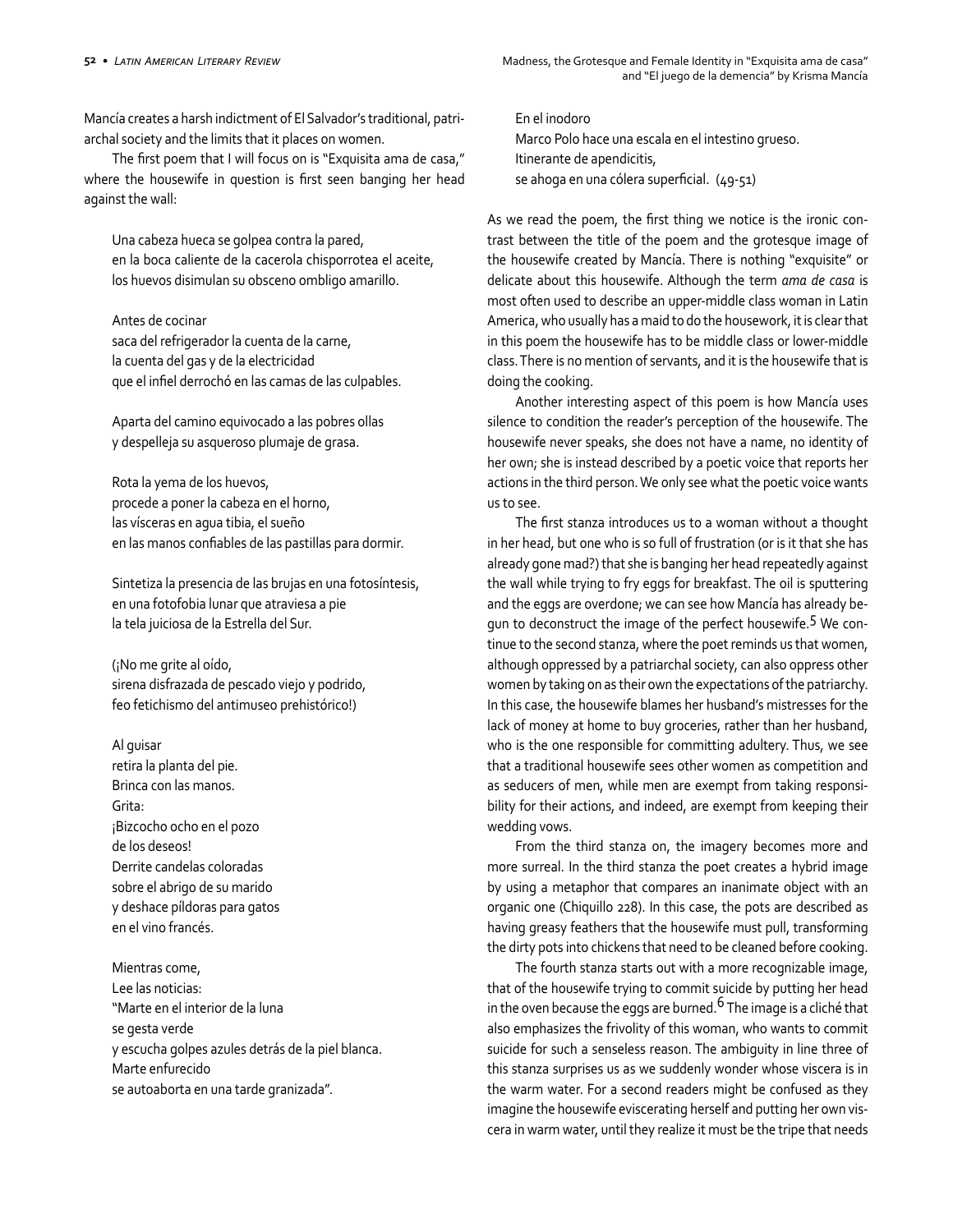Mancía creates a harsh indictment of El Salvador's traditional, patriarchal society and the limits that it places on women.

The first poem that I will focus on is "Exquisita ama de casa," where the housewife in question is first seen banging her head against the wall:

> Una cabeza hueca se golpea contra la pared,
> en la boca caliente de la cacerola chisporrotea el aceite,
> los huevos disimulan su obsceno ombligo amarillo.
>
> Antes de cocinar
> saca del refrigerador la cuenta de la carne,
> la cuenta del gas y de la electricidad
> que el infiel derrochó en las camas de las culpables.
>
> Aparta del camino equivocado a las pobres ollas
> y despelleja su asqueroso plumaje de grasa.
>
> Rota la yema de los huevos,
> procede a poner la cabeza en el horno,
> las vísceras en agua tibia, el sueño
> en las manos confiables de las pastillas para dormir.
>
> Sintetiza la presencia de las brujas en una fotosíntesis,
> en una fotofobia lunar que atraviesa a pie
> la tela juiciosa de la Estrella del Sur.
>
> (¡No me grite al oído,
> sirena disfrazada de pescado viejo y podrido,
> feo fetichismo del antimuseo prehistórico!)
>
> Al guisar
> retira la planta del pie.
> Brinca con las manos.
> Grita:
> ¡Bizcocho ocho en el pozo
> de los deseos!
> Derrite candelas coloradas
> sobre el abrigo de su marido
> y deshace píldoras para gatos
> en el vino francés.
>
> Mientras come,
> Lee las noticias:
> "Marte en el interior de la luna
> se gesta verde
> y escucha golpes azules detrás de la piel blanca.
> Marte enfurecido
> se autoaborta en una tarde granizada".
>
> En el inodoro
> Marco Polo hace una escala en el intestino grueso.
> Itinerante de apendicitis,
> se ahoga en una cólera superficial. (49-51)

As we read the poem, the first thing we notice is the ironic contrast between the title of the poem and the grotesque image of the housewife created by Mancía. There is nothing "exquisite" or delicate about this housewife. Although the term *ama de casa* is most often used to describe an upper-middle class woman in Latin America, who usually has a maid to do the housework, it is clear that in this poem the housewife has to be middle class or lower-middle class. There is no mention of servants, and it is the housewife that is doing the cooking.

Another interesting aspect of this poem is how Mancía uses silence to condition the reader's perception of the housewife. The housewife never speaks, she does not have a name, no identity of her own; she is instead described by a poetic voice that reports her actions in the third person. We only see what the poetic voice wants us to see.

The first stanza introduces us to a woman without a thought in her head, but one who is so full of frustration (or is it that she has already gone mad?) that she is banging her head repeatedly against the wall while trying to fry eggs for breakfast. The oil is sputtering and the eggs are overdone; we can see how Mancía has already begun to deconstruct the image of the perfect housewife.[5] We continue to the second stanza, where the poet reminds us that women, although oppressed by a patriarchal society, can also oppress other women by taking on as their own the expectations of the patriarchy. In this case, the housewife blames her husband's mistresses for the lack of money at home to buy groceries, rather than her husband, who is the one responsible for committing adultery. Thus, we see that a traditional housewife sees other women as competition and as seducers of men, while men are exempt from taking responsibility for their actions, and indeed, are exempt from keeping their wedding vows.

From the third stanza on, the imagery becomes more and more surreal. In the third stanza the poet creates a hybrid image by using a metaphor that compares an inanimate object with an organic one (Chiquillo 228). In this case, the pots are described as having greasy feathers that the housewife must pull, transforming the dirty pots into chickens that need to be cleaned before cooking.

The fourth stanza starts out with a more recognizable image, that of the housewife trying to commit suicide by putting her head in the oven because the eggs are burned.[6] The image is a cliché that also emphasizes the frivolity of this woman, who wants to commit suicide for such a senseless reason. The ambiguity in line three of this stanza surprises us as we suddenly wonder whose viscera is in the warm water. For a second readers might be confused as they imagine the housewife eviscerating herself and putting her own viscera in warm water, until they realize it must be the tripe that needs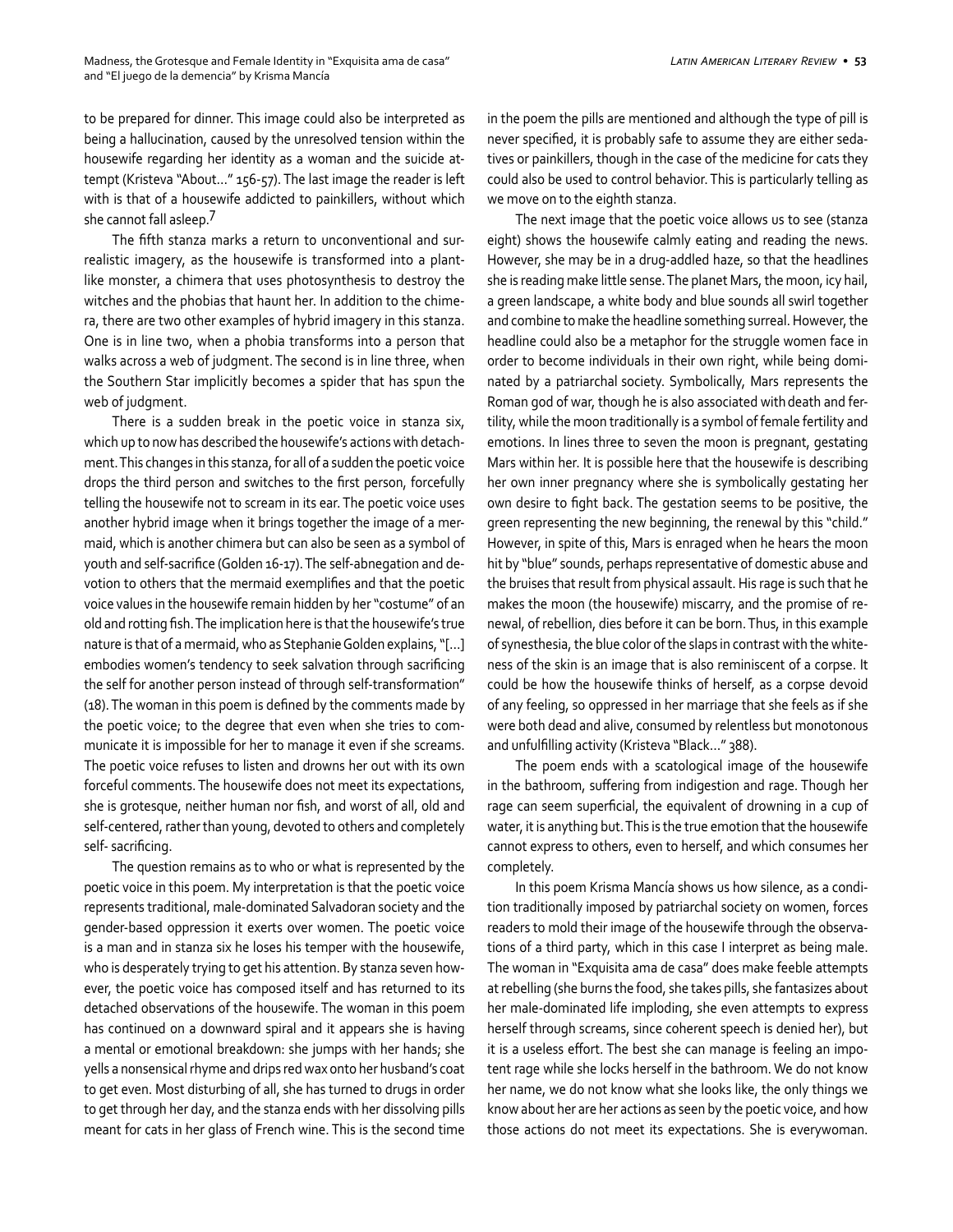to be prepared for dinner. This image could also be interpreted as being a hallucination, caused by the unresolved tension within the housewife regarding her identity as a woman and the suicide attempt (Kristeva "About…" 156-57). The last image the reader is left with is that of a housewife addicted to painkillers, without which she cannot fall asleep.[7]

The fifth stanza marks a return to unconventional and surrealistic imagery, as the housewife is transformed into a plant-like monster, a chimera that uses photosynthesis to destroy the witches and the phobias that haunt her. In addition to the chimera, there are two other examples of hybrid imagery in this stanza. One is in line two, when a phobia transforms into a person that walks across a web of judgment. The second is in line three, when the Southern Star implicitly becomes a spider that has spun the web of judgment.

There is a sudden break in the poetic voice in stanza six, which up to now has described the housewife's actions with detachment. This changes in this stanza, for all of a sudden the poetic voice drops the third person and switches to the first person, forcefully telling the housewife not to scream in its ear. The poetic voice uses another hybrid image when it brings together the image of a mermaid, which is another chimera but can also be seen as a symbol of youth and self-sacrifice (Golden 16-17). The self-abnegation and devotion to others that the mermaid exemplifies and that the poetic voice values in the housewife remain hidden by her "costume" of an old and rotting fish. The implication here is that the housewife's true nature is that of a mermaid, who as Stephanie Golden explains, "[…] embodies women's tendency to seek salvation through sacrificing the self for another person instead of through self-transformation" (18). The woman in this poem is defined by the comments made by the poetic voice; to the degree that even when she tries to communicate it is impossible for her to manage it even if she screams. The poetic voice refuses to listen and drowns her out with its own forceful comments. The housewife does not meet its expectations, she is grotesque, neither human nor fish, and worst of all, old and self-centered, rather than young, devoted to others and completely self- sacrificing.

The question remains as to who or what is represented by the poetic voice in this poem. My interpretation is that the poetic voice represents traditional, male-dominated Salvadoran society and the gender-based oppression it exerts over women. The poetic voice is a man and in stanza six he loses his temper with the housewife, who is desperately trying to get his attention. By stanza seven however, the poetic voice has composed itself and has returned to its detached observations of the housewife. The woman in this poem has continued on a downward spiral and it appears she is having a mental or emotional breakdown: she jumps with her hands; she yells a nonsensical rhyme and drips red wax onto her husband's coat to get even. Most disturbing of all, she has turned to drugs in order to get through her day, and the stanza ends with her dissolving pills meant for cats in her glass of French wine. This is the second time in the poem the pills are mentioned and although the type of pill is never specified, it is probably safe to assume they are either sedatives or painkillers, though in the case of the medicine for cats they could also be used to control behavior. This is particularly telling as we move on to the eighth stanza.

The next image that the poetic voice allows us to see (stanza eight) shows the housewife calmly eating and reading the news. However, she may be in a drug-addled haze, so that the headlines she is reading make little sense. The planet Mars, the moon, icy hail, a green landscape, a white body and blue sounds all swirl together and combine to make the headline something surreal. However, the headline could also be a metaphor for the struggle women face in order to become individuals in their own right, while being dominated by a patriarchal society. Symbolically, Mars represents the Roman god of war, though he is also associated with death and fertility, while the moon traditionally is a symbol of female fertility and emotions. In lines three to seven the moon is pregnant, gestating Mars within her. It is possible here that the housewife is describing her own inner pregnancy where she is symbolically gestating her own desire to fight back. The gestation seems to be positive, the green representing the new beginning, the renewal by this "child." However, in spite of this, Mars is enraged when he hears the moon hit by "blue" sounds, perhaps representative of domestic abuse and the bruises that result from physical assault. His rage is such that he makes the moon (the housewife) miscarry, and the promise of renewal, of rebellion, dies before it can be born. Thus, in this example of synesthesia, the blue color of the slaps in contrast with the whiteness of the skin is an image that is also reminiscent of a corpse. It could be how the housewife thinks of herself, as a corpse devoid of any feeling, so oppressed in her marriage that she feels as if she were both dead and alive, consumed by relentless but monotonous and unfulfilling activity (Kristeva "Black…" 388).

The poem ends with a scatological image of the housewife in the bathroom, suffering from indigestion and rage. Though her rage can seem superficial, the equivalent of drowning in a cup of water, it is anything but. This is the true emotion that the housewife cannot express to others, even to herself, and which consumes her completely.

In this poem Krisma Mancía shows us how silence, as a condition traditionally imposed by patriarchal society on women, forces readers to mold their image of the housewife through the observations of a third party, which in this case I interpret as being male. The woman in "Exquisita ama de casa" does make feeble attempts at rebelling (she burns the food, she takes pills, she fantasizes about her male-dominated life imploding, she even attempts to express herself through screams, since coherent speech is denied her), but it is a useless effort. The best she can manage is feeling an impotent rage while she locks herself in the bathroom. We do not know her name, we do not know what she looks like, the only things we know about her are her actions as seen by the poetic voice, and how those actions do not meet its expectations. She is everywoman.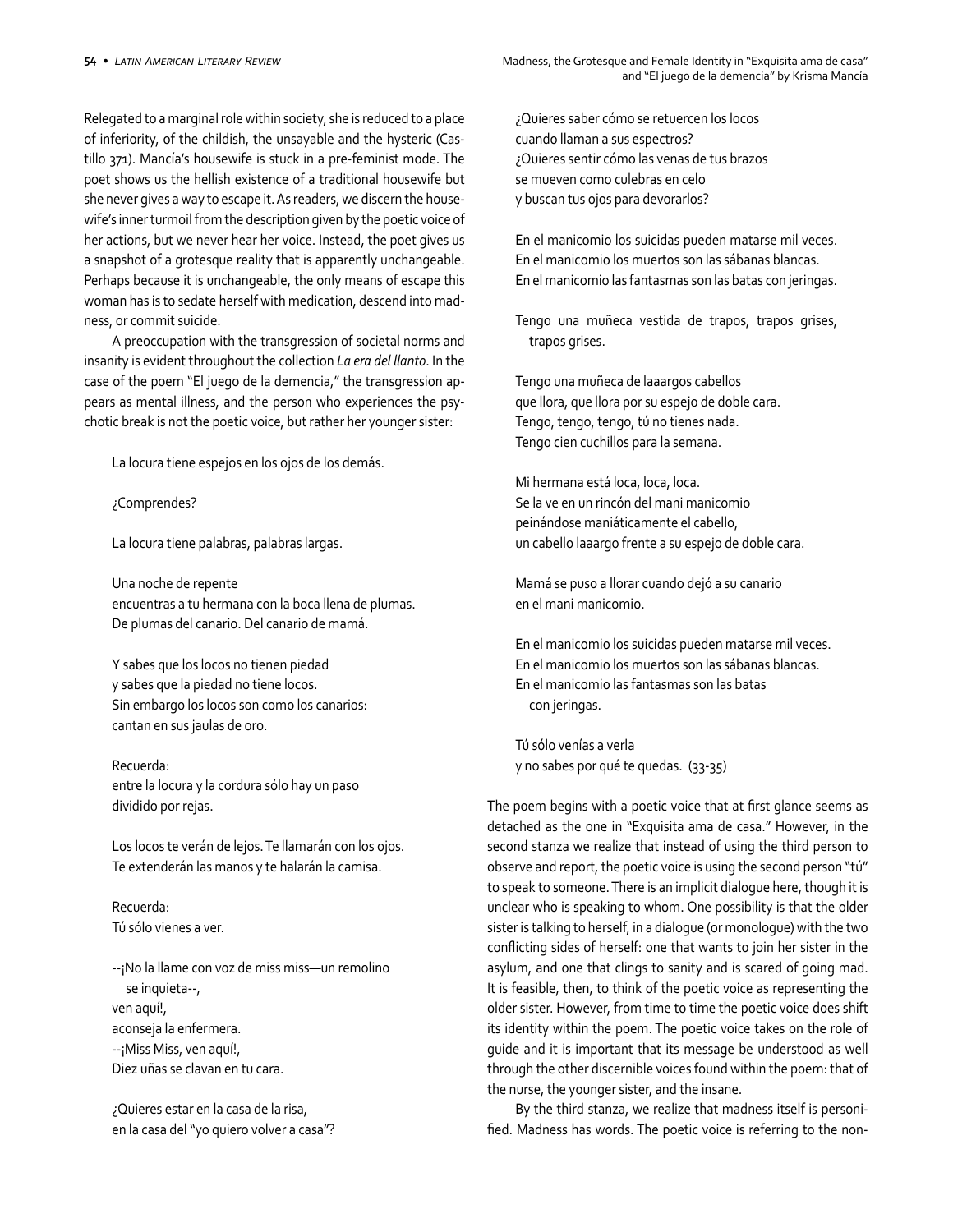Relegated to a marginal role within society, she is reduced to a place of inferiority, of the childish, the unsayable and the hysteric (Castillo 371). Mancía's housewife is stuck in a pre-feminist mode. The poet shows us the hellish existence of a traditional housewife but she never gives a way to escape it. As readers, we discern the housewife's inner turmoil from the description given by the poetic voice of her actions, but we never hear her voice. Instead, the poet gives us a snapshot of a grotesque reality that is apparently unchangeable. Perhaps because it is unchangeable, the only means of escape this woman has is to sedate herself with medication, descend into madness, or commit suicide.

A preoccupation with the transgression of societal norms and insanity is evident throughout the collection *La era del llanto*. In the case of the poem "El juego de la demencia," the transgression appears as mental illness, and the person who experiences the psychotic break is not the poetic voice, but rather her younger sister:

> La locura tiene espejos en los ojos de los demás.
>
> ¿Comprendes?
>
> La locura tiene palabras, palabras largas.
>
> Una noche de repente
> encuentras a tu hermana con la boca llena de plumas.
> De plumas del canario. Del canario de mamá.
>
> Y sabes que los locos no tienen piedad
> y sabes que la piedad no tiene locos.
> Sin embargo los locos son como los canarios:
> cantan en sus jaulas de oro.
>
> Recuerda:
> entre la locura y la cordura sólo hay un paso
> dividido por rejas.
>
> Los locos te verán de lejos. Te llamarán con los ojos.
> Te extenderán las manos y te halarán la camisa.
>
> Recuerda:
> Tú sólo vienes a ver.
>
> --¡No la llame con voz de miss miss—un remolino
> se inquieta--,
> ven aquí!,
> aconseja la enfermera.
> --¡Miss Miss, ven aquí!,
> Diez uñas se clavan en tu cara.
>
> ¿Quieres estar en la casa de la risa,
> en la casa del "yo quiero volver a casa"?
> ¿Quieres saber cómo se retuercen los locos
> cuando llaman a sus espectros?
> ¿Quieres sentir cómo las venas de tus brazos
> se mueven como culebras en celo
> y buscan tus ojos para devorarlos?
>
> En el manicomio los suicidas pueden matarse mil veces.
> En el manicomio los muertos son las sábanas blancas.
> En el manicomio las fantasmas son las batas con jeringas.
>
> Tengo una muñeca vestida de trapos, trapos grises,
> trapos grises.
>
> Tengo una muñeca de laaargos cabellos
> que llora, que llora por su espejo de doble cara.
> Tengo, tengo, tengo, tú no tienes nada.
> Tengo cien cuchillos para la semana.
>
> Mi hermana está loca, loca, loca.
> Se la ve en un rincón del mani manicomio
> peinándose maniáticamente el cabello,
> un cabello laaargo frente a su espejo de doble cara.
>
> Mamá se puso a llorar cuando dejó a su canario
> en el mani manicomio.
>
> En el manicomio los suicidas pueden matarse mil veces.
> En el manicomio los muertos son las sábanas blancas.
> En el manicomio las fantasmas son las batas
> con jeringas.
>
> Tú sólo venías a verla
> y no sabes por qué te quedas. (33-35)

The poem begins with a poetic voice that at first glance seems as detached as the one in "Exquisita ama de casa." However, in the second stanza we realize that instead of using the third person to observe and report, the poetic voice is using the second person "tú" to speak to someone. There is an implicit dialogue here, though it is unclear who is speaking to whom. One possibility is that the older sister is talking to herself, in a dialogue (or monologue) with the two conflicting sides of herself: one that wants to join her sister in the asylum, and one that clings to sanity and is scared of going mad. It is feasible, then, to think of the poetic voice as representing the older sister. However, from time to time the poetic voice does shift its identity within the poem. The poetic voice takes on the role of guide and it is important that its message be understood as well through the other discernible voices found within the poem: that of the nurse, the younger sister, and the insane.

By the third stanza, we realize that madness itself is personified. Madness has words. The poetic voice is referring to the non-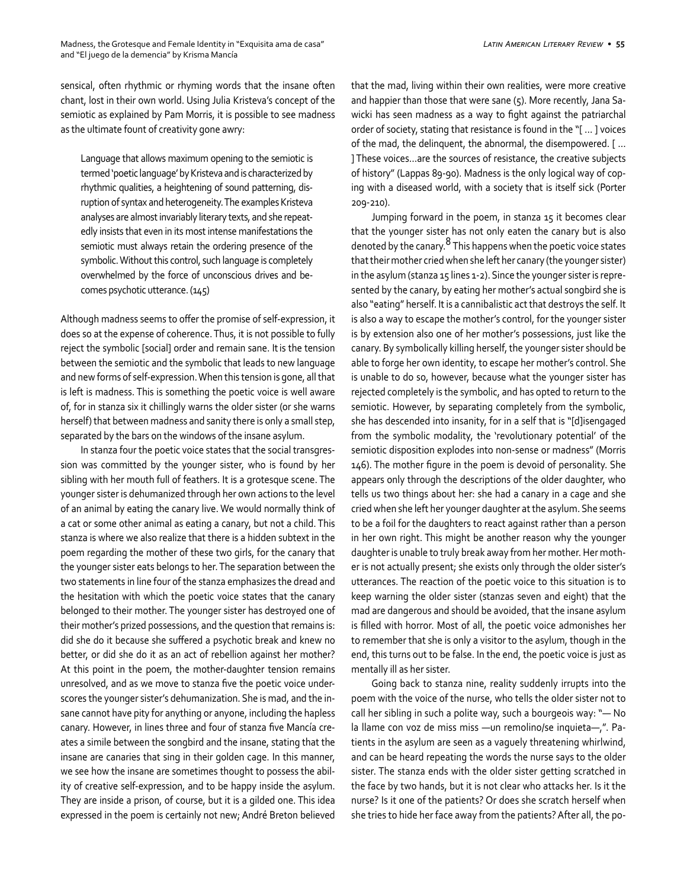sensical, often rhythmic or rhyming words that the insane often chant, lost in their own world. Using Julia Kristeva's concept of the semiotic as explained by Pam Morris, it is possible to see madness as the ultimate fount of creativity gone awry:

> Language that allows maximum opening to the semiotic is termed 'poetic language' by Kristeva and is characterized by rhythmic qualities, a heightening of sound patterning, disruption of syntax and heterogeneity. The examples Kristeva analyses are almost invariably literary texts, and she repeatedly insists that even in its most intense manifestations the semiotic must always retain the ordering presence of the symbolic. Without this control, such language is completely overwhelmed by the force of unconscious drives and becomes psychotic utterance. (145)

Although madness seems to offer the promise of self-expression, it does so at the expense of coherence. Thus, it is not possible to fully reject the symbolic [social] order and remain sane. It is the tension between the semiotic and the symbolic that leads to new language and new forms of self-expression. When this tension is gone, all that is left is madness. This is something the poetic voice is well aware of, for in stanza six it chillingly warns the older sister (or she warns herself) that between madness and sanity there is only a small step, separated by the bars on the windows of the insane asylum.

In stanza four the poetic voice states that the social transgression was committed by the younger sister, who is found by her sibling with her mouth full of feathers. It is a grotesque scene. The younger sister is dehumanized through her own actions to the level of an animal by eating the canary live. We would normally think of a cat or some other animal as eating a canary, but not a child. This stanza is where we also realize that there is a hidden subtext in the poem regarding the mother of these two girls, for the canary that the younger sister eats belongs to her. The separation between the two statements in line four of the stanza emphasizes the dread and the hesitation with which the poetic voice states that the canary belonged to their mother. The younger sister has destroyed one of their mother's prized possessions, and the question that remains is: did she do it because she suffered a psychotic break and knew no better, or did she do it as an act of rebellion against her mother? At this point in the poem, the mother-daughter tension remains unresolved, and as we move to stanza five the poetic voice underscores the younger sister's dehumanization. She is mad, and the insane cannot have pity for anything or anyone, including the hapless canary. However, in lines three and four of stanza five Mancía creates a simile between the songbird and the insane, stating that the insane are canaries that sing in their golden cage. In this manner, we see how the insane are sometimes thought to possess the ability of creative self-expression, and to be happy inside the asylum. They are inside a prison, of course, but it is a gilded one. This idea expressed in the poem is certainly not new; André Breton believed that the mad, living within their own realities, were more creative and happier than those that were sane (5). More recently, Jana Sawicki has seen madness as a way to fight against the patriarchal order of society, stating that resistance is found in the "[ … ] voices of the mad, the delinquent, the abnormal, the disempowered. [ … ] These voices…are the sources of resistance, the creative subjects of history" (Lappas 89-90). Madness is the only logical way of coping with a diseased world, with a society that is itself sick (Porter 209-210).

Jumping forward in the poem, in stanza 15 it becomes clear that the younger sister has not only eaten the canary but is also denoted by the canary.[8] This happens when the poetic voice states that their mother cried when she left her canary (the younger sister) in the asylum (stanza 15 lines 1-2). Since the younger sister is represented by the canary, by eating her mother's actual songbird she is also "eating" herself. It is a cannibalistic act that destroys the self. It is also a way to escape the mother's control, for the younger sister is by extension also one of her mother's possessions, just like the canary. By symbolically killing herself, the younger sister should be able to forge her own identity, to escape her mother's control. She is unable to do so, however, because what the younger sister has rejected completely is the symbolic, and has opted to return to the semiotic. However, by separating completely from the symbolic, she has descended into insanity, for in a self that is "[d]isengaged from the symbolic modality, the 'revolutionary potential' of the semiotic disposition explodes into non-sense or madness" (Morris 146). The mother figure in the poem is devoid of personality. She appears only through the descriptions of the older daughter, who tells us two things about her: she had a canary in a cage and she cried when she left her younger daughter at the asylum. She seems to be a foil for the daughters to react against rather than a person in her own right. This might be another reason why the younger daughter is unable to truly break away from her mother. Her mother is not actually present; she exists only through the older sister's utterances. The reaction of the poetic voice to this situation is to keep warning the older sister (stanzas seven and eight) that the mad are dangerous and should be avoided, that the insane asylum is filled with horror. Most of all, the poetic voice admonishes her to remember that she is only a visitor to the asylum, though in the end, this turns out to be false. In the end, the poetic voice is just as mentally ill as her sister.

Going back to stanza nine, reality suddenly irrupts into the poem with the voice of the nurse, who tells the older sister not to call her sibling in such a polite way, such a bourgeois way: "— No la llame con voz de miss miss —un remolino/se inquieta—,". Patients in the asylum are seen as a vaguely threatening whirlwind, and can be heard repeating the words the nurse says to the older sister. The stanza ends with the older sister getting scratched in the face by two hands, but it is not clear who attacks her. Is it the nurse? Is it one of the patients? Or does she scratch herself when she tries to hide her face away from the patients? After all, the po-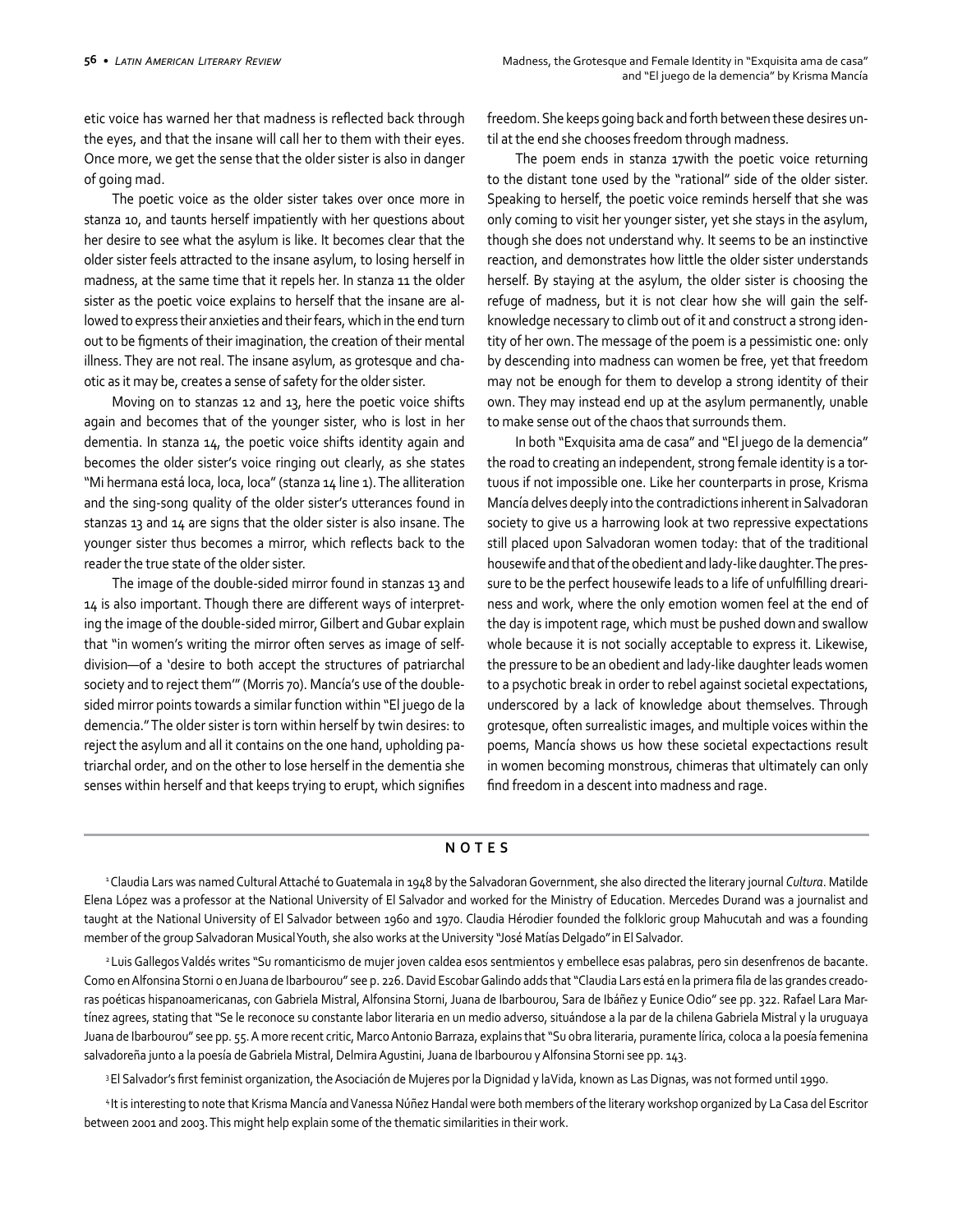etic voice has warned her that madness is reflected back through the eyes, and that the insane will call her to them with their eyes. Once more, we get the sense that the older sister is also in danger of going mad.

The poetic voice as the older sister takes over once more in stanza 10, and taunts herself impatiently with her questions about her desire to see what the asylum is like. It becomes clear that the older sister feels attracted to the insane asylum, to losing herself in madness, at the same time that it repels her. In stanza 11 the older sister as the poetic voice explains to herself that the insane are allowed to express their anxieties and their fears, which in the end turn out to be figments of their imagination, the creation of their mental illness. They are not real. The insane asylum, as grotesque and chaotic as it may be, creates a sense of safety for the older sister.

Moving on to stanzas 12 and 13, here the poetic voice shifts again and becomes that of the younger sister, who is lost in her dementia. In stanza 14, the poetic voice shifts identity again and becomes the older sister's voice ringing out clearly, as she states "Mi hermana está loca, loca, loca" (stanza 14 line 1). The alliteration and the sing-song quality of the older sister's utterances found in stanzas 13 and 14 are signs that the older sister is also insane. The younger sister thus becomes a mirror, which reflects back to the reader the true state of the older sister.

The image of the double-sided mirror found in stanzas 13 and 14 is also important. Though there are different ways of interpreting the image of the double-sided mirror, Gilbert and Gubar explain that "in women's writing the mirror often serves as image of self-division—of a 'desire to both accept the structures of patriarchal society and to reject them'" (Morris 70). Mancía's use of the double-sided mirror points towards a similar function within "El juego de la demencia." The older sister is torn within herself by twin desires: to reject the asylum and all it contains on the one hand, upholding patriarchal order, and on the other to lose herself in the dementia she senses within herself and that keeps trying to erupt, which signifies freedom. She keeps going back and forth between these desires until at the end she chooses freedom through madness.

The poem ends in stanza 17with the poetic voice returning to the distant tone used by the "rational" side of the older sister. Speaking to herself, the poetic voice reminds herself that she was only coming to visit her younger sister, yet she stays in the asylum, though she does not understand why. It seems to be an instinctive reaction, and demonstrates how little the older sister understands herself. By staying at the asylum, the older sister is choosing the refuge of madness, but it is not clear how she will gain the self-knowledge necessary to climb out of it and construct a strong identity of her own. The message of the poem is a pessimistic one: only by descending into madness can women be free, yet that freedom may not be enough for them to develop a strong identity of their own. They may instead end up at the asylum permanently, unable to make sense out of the chaos that surrounds them.

In both "Exquisita ama de casa" and "El juego de la demencia" the road to creating an independent, strong female identity is a tortuous if not impossible one. Like her counterparts in prose, Krisma Mancía delves deeply into the contradictions inherent in Salvadoran society to give us a harrowing look at two repressive expectations still placed upon Salvadoran women today: that of the traditional housewife and that of the obedient and lady-like daughter. The pressure to be the perfect housewife leads to a life of unfulfilling dreariness and work, where the only emotion women feel at the end of the day is impotent rage, which must be pushed down and swallow whole because it is not socially acceptable to express it. Likewise, the pressure to be an obedient and lady-like daughter leads women to a psychotic break in order to rebel against societal expectations, underscored by a lack of knowledge about themselves. Through grotesque, often surrealistic images, and multiple voices within the poems, Mancía shows us how these societal expectactions result in women becoming monstrous, chimeras that ultimately can only find freedom in a descent into madness and rage.

## NOTES

[1] Claudia Lars was named Cultural Attaché to Guatemala in 1948 by the Salvadoran Government, she also directed the literary journal *Cultura*. Matilde Elena López was a professor at the National University of El Salvador and worked for the Ministry of Education. Mercedes Durand was a journalist and taught at the National University of El Salvador between 1960 and 1970. Claudia Hérodier founded the folkloric group Mahucutah and was a founding member of the group Salvadoran Musical Youth, she also works at the University "José Matías Delgado" in El Salvador.

[2] Luis Gallegos Valdés writes "Su romanticismo de mujer joven caldea esos sentmientos y embellece esas palabras, pero sin desenfrenos de bacante. Como en Alfonsina Storni o en Juana de Ibarbourou" see p. 226. David Escobar Galindo adds that "Claudia Lars está en la primera fila de las grandes creadoras poéticas hispanoamericanas, con Gabriela Mistral, Alfonsina Storni, Juana de Ibarbourou, Sara de Ibáñez y Eunice Odio" see pp. 322. Rafael Lara Martínez agrees, stating that "Se le reconoce su constante labor literaria en un medio adverso, situándose a la par de la chilena Gabriela Mistral y la uruguaya Juana de Ibarbourou" see pp. 55. A more recent critic, Marco Antonio Barraza, explains that "Su obra literaria, puramente lírica, coloca a la poesía femenina salvadoreña junto a la poesía de Gabriela Mistral, Delmira Agustini, Juana de Ibarbourou y Alfonsina Storni see pp. 143.

[3] El Salvador's first feminist organization, the Asociación de Mujeres por la Dignidad y la Vida, known as Las Dignas, was not formed until 1990.

[4] It is interesting to note that Krisma Mancía and Vanessa Núñez Handal were both members of the literary workshop organized by La Casa del Escritor between 2001 and 2003. This might help explain some of the thematic similarities in their work.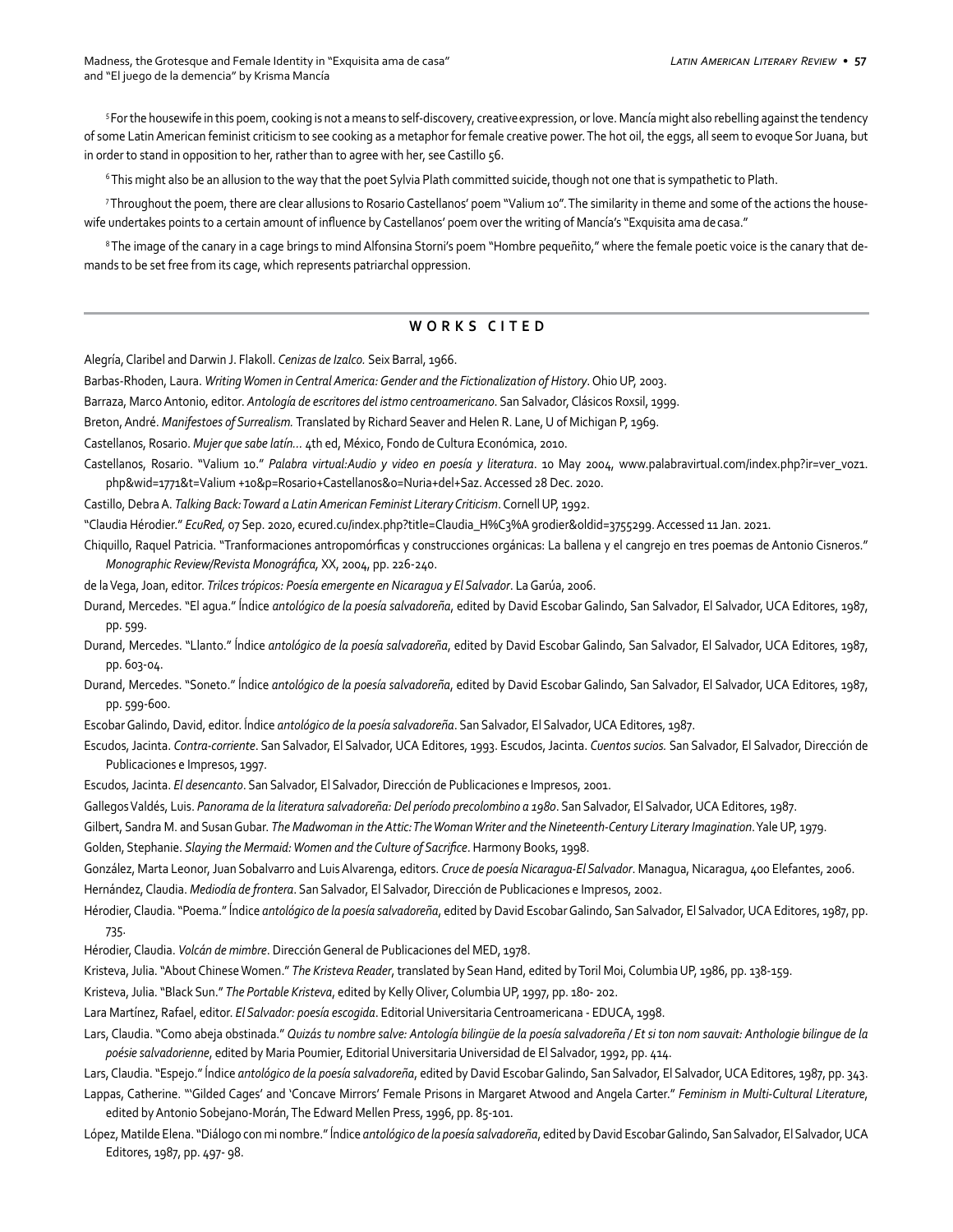[5] For the housewife in this poem, cooking is not a means to self-discovery, creative expression, or love. Mancía might also rebelling against the tendency of some Latin American feminist criticism to see cooking as a metaphor for female creative power. The hot oil, the eggs, all seem to evoque Sor Juana, but in order to stand in opposition to her, rather than to agree with her, see Castillo 56.

[6] This might also be an allusion to the way that the poet Sylvia Plath committed suicide, though not one that is sympathetic to Plath.

[7] Throughout the poem, there are clear allusions to Rosario Castellanos' poem "Valium 10". The similarity in theme and some of the actions the housewife undertakes points to a certain amount of influence by Castellanos' poem over the writing of Mancía's "Exquisita ama de casa."

[8] The image of the canary in a cage brings to mind Alfonsina Storni's poem "Hombre pequeñito," where the female poetic voice is the canary that demands to be set free from its cage, which represents patriarchal oppression.

## WORKS CITED

Alegría, Claribel and Darwin J. Flakoll. *Cenizas de Izalco.* Seix Barral, 1966.

Barbas-Rhoden, Laura. *Writing Women in Central America: Gender and the Fictionalization of History*. Ohio UP, 2003.

Barraza, Marco Antonio, editor. *Antología de escritores del istmo centroamericano*. San Salvador, Clásicos Roxsil, 1999.

Breton, André. *Manifestoes of Surrealism.* Translated by Richard Seaver and Helen R. Lane, U of Michigan P, 1969.

Castellanos, Rosario. *Mujer que sabe latín…* 4th ed, México, Fondo de Cultura Económica, 2010.

Castellanos, Rosario. "Valium 10." *Palabra virtual:Audio y video en poesía y literatura*. 10 May 2004, www.palabravirtual.com/index.php?ir=ver_voz1.php&wid=1771&t=Valium +10&p=Rosario+Castellanos&o=Nuria+del+Saz. Accessed 28 Dec. 2020.

Castillo, Debra A. *Talking Back: Toward a Latin American Feminist Literary Criticism*. Cornell UP, 1992.

"Claudia Hérodier." *EcuRed,* 07 Sep. 2020, ecured.cu/index.php?title=Claudia_H%C3%A 9rodier&oldid=3755299. Accessed 11 Jan. 2021.

Chiquillo, Raquel Patricia. "Tranformaciones antropomórficas y construcciones orgánicas: La ballena y el cangrejo en tres poemas de Antonio Cisneros." *Monographic Review/Revista Monográfica,* XX, 2004, pp. 226-240.

de la Vega, Joan, editor. *Trilces trópicos: Poesía emergente en Nicaragua y El Salvador*. La Garúa, 2006.

Durand, Mercedes. "El agua." Índice *antológico de la poesía salvadoreña*, edited by David Escobar Galindo, San Salvador, El Salvador, UCA Editores, 1987, pp. 599.

Durand, Mercedes. "Llanto." Índice *antológico de la poesía salvadoreña*, edited by David Escobar Galindo, San Salvador, El Salvador, UCA Editores, 1987, pp. 603-04.

Durand, Mercedes. "Soneto." Índice *antológico de la poesía salvadoreña*, edited by David Escobar Galindo, San Salvador, El Salvador, UCA Editores, 1987, pp. 599-600.

Escobar Galindo, David, editor. Índice *antológico de la poesía salvadoreña*. San Salvador, El Salvador, UCA Editores, 1987.

Escudos, Jacinta. *Contra-corriente*. San Salvador, El Salvador, UCA Editores, 1993. Escudos, Jacinta. *Cuentos sucios.* San Salvador, El Salvador, Dirección de Publicaciones e Impresos, 1997.

Escudos, Jacinta. *El desencanto*. San Salvador, El Salvador, Dirección de Publicaciones e Impresos, 2001.

Gallegos Valdés, Luis. *Panorama de la literatura salvadoreña: Del período precolombino a 1980*. San Salvador, El Salvador, UCA Editores, 1987.

Gilbert, Sandra M. and Susan Gubar. *The Madwoman in the Attic: The Woman Writer and the Nineteenth-Century Literary Imagination*. Yale UP, 1979.

Golden, Stephanie. *Slaying the Mermaid: Women and the Culture of Sacrifice*. Harmony Books, 1998.

González, Marta Leonor, Juan Sobalvarro and Luis Alvarenga, editors. *Cruce de poesía Nicaragua-El Salvador*. Managua, Nicaragua, 400 Elefantes, 2006.

Hernández, Claudia. *Mediodía de frontera*. San Salvador, El Salvador, Dirección de Publicaciones e Impresos, 2002.

Hérodier, Claudia. "Poema." Índice *antológico de la poesía salvadoreña*, edited by David Escobar Galindo, San Salvador, El Salvador, UCA Editores, 1987, pp. 735.

Hérodier, Claudia. *Volcán de mimbre*. Dirección General de Publicaciones del MED, 1978.

Kristeva, Julia. "About Chinese Women." *The Kristeva Reader*, translated by Sean Hand, edited by Toril Moi, Columbia UP, 1986, pp. 138-159.

Kristeva, Julia. "Black Sun." *The Portable Kristeva*, edited by Kelly Oliver, Columbia UP, 1997, pp. 180- 202.

Lara Martínez, Rafael, editor. *El Salvador: poesía escogida*. Editorial Universitaria Centroamericana - EDUCA, 1998.

Lars, Claudia. "Como abeja obstinada." *Quizás tu nombre salve: Antología bilingüe de la poesía salvadoreña / Et si ton nom sauvait: Anthologie bilingue de la poésie salvadorienne*, edited by Maria Poumier, Editorial Universitaria Universidad de El Salvador, 1992, pp. 414.

Lars, Claudia. "Espejo." Índice *antológico de la poesía salvadoreña*, edited by David Escobar Galindo, San Salvador, El Salvador, UCA Editores, 1987, pp. 343.

Lappas, Catherine. "'Gilded Cages' and 'Concave Mirrors' Female Prisons in Margaret Atwood and Angela Carter." *Feminism in Multi-Cultural Literature*, edited by Antonio Sobejano-Morán, The Edward Mellen Press, 1996, pp. 85-101.

López, Matilde Elena. "Diálogo con mi nombre." Índice *antológico de la poesía salvadoreña*, edited by David Escobar Galindo, San Salvador, El Salvador, UCA Editores, 1987, pp. 497- 98.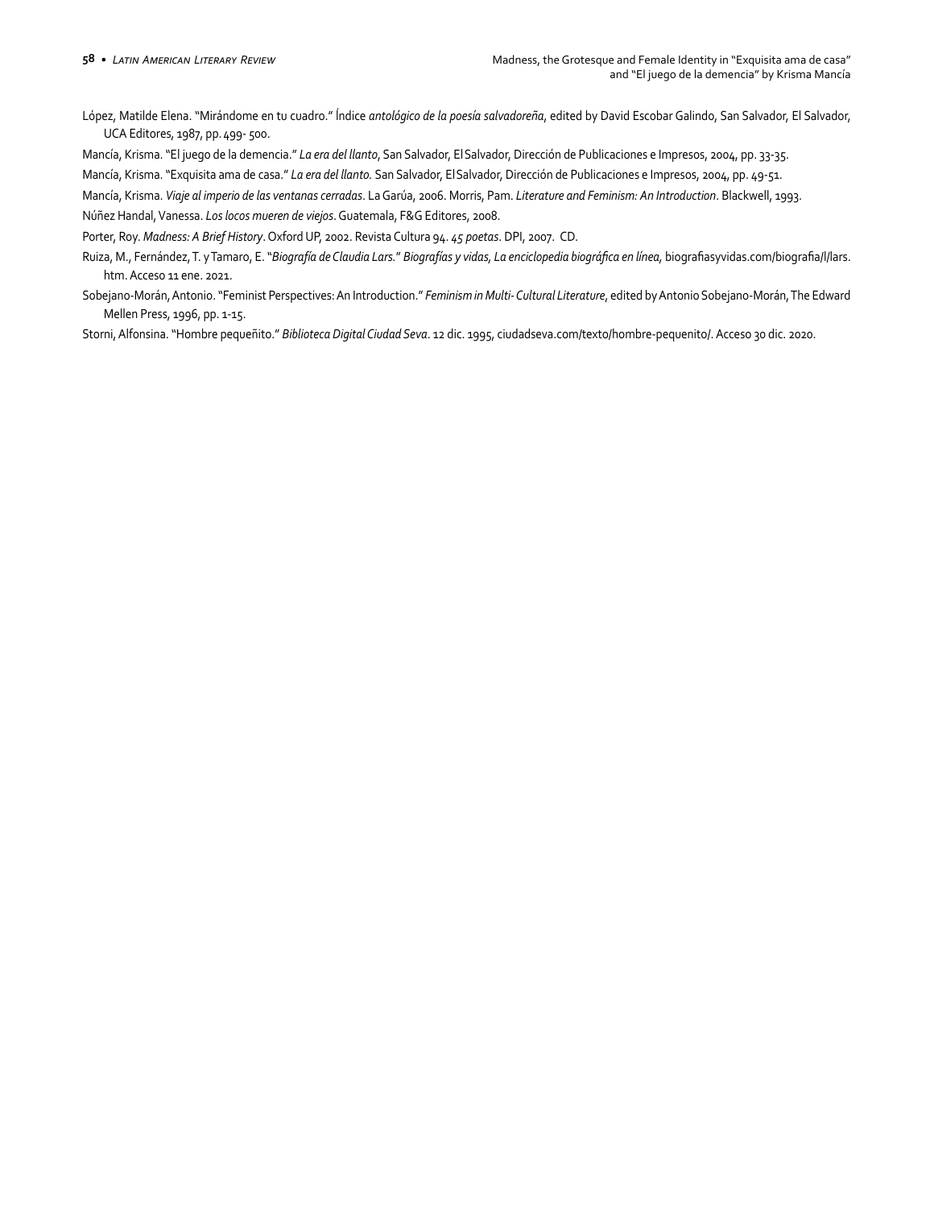López, Matilde Elena. "Mirándome en tu cuadro." Índice *antológico de la poesía salvadoreña*, edited by David Escobar Galindo, San Salvador, El Salvador, UCA Editores, 1987, pp. 499- 500.

Mancía, Krisma. "El juego de la demencia." *La era del llanto*, San Salvador, El Salvador, Dirección de Publicaciones e Impresos, 2004, pp. 33-35.

Mancía, Krisma. "Exquisita ama de casa." *La era del llanto.* San Salvador, El Salvador, Dirección de Publicaciones e Impresos, 2004, pp. 49-51.

Mancía, Krisma. *Viaje al imperio de las ventanas cerradas*. La Garúa, 2006. Morris, Pam. *Literature and Feminism: An Introduction*. Blackwell, 1993.

Núñez Handal, Vanessa. *Los locos mueren de viejos*. Guatemala, F&G Editores, 2008.

Porter, Roy. *Madness: A Brief History*. Oxford UP, 2002. Revista Cultura 94. *45 poetas*. DPI, 2007. CD.

Ruiza, M., Fernández, T. y Tamaro, E. "*Biografía de Claudia Lars.*" *Biografías y vidas, La enciclopedia biográfica en línea,* biografiasyvidas.com/biografia/l/lars.htm. Acceso 11 ene. 2021.

Sobejano-Morán, Antonio. "Feminist Perspectives: An Introduction." *Feminism in Multi- Cultural Literature*, edited by Antonio Sobejano-Morán, The Edward Mellen Press, 1996, pp. 1-15.

Storni, Alfonsina. "Hombre pequeñito." *Biblioteca Digital Ciudad Seva*. 12 dic. 1995, ciudadseva.com/texto/hombre-pequenito/. Acceso 30 dic. 2020.